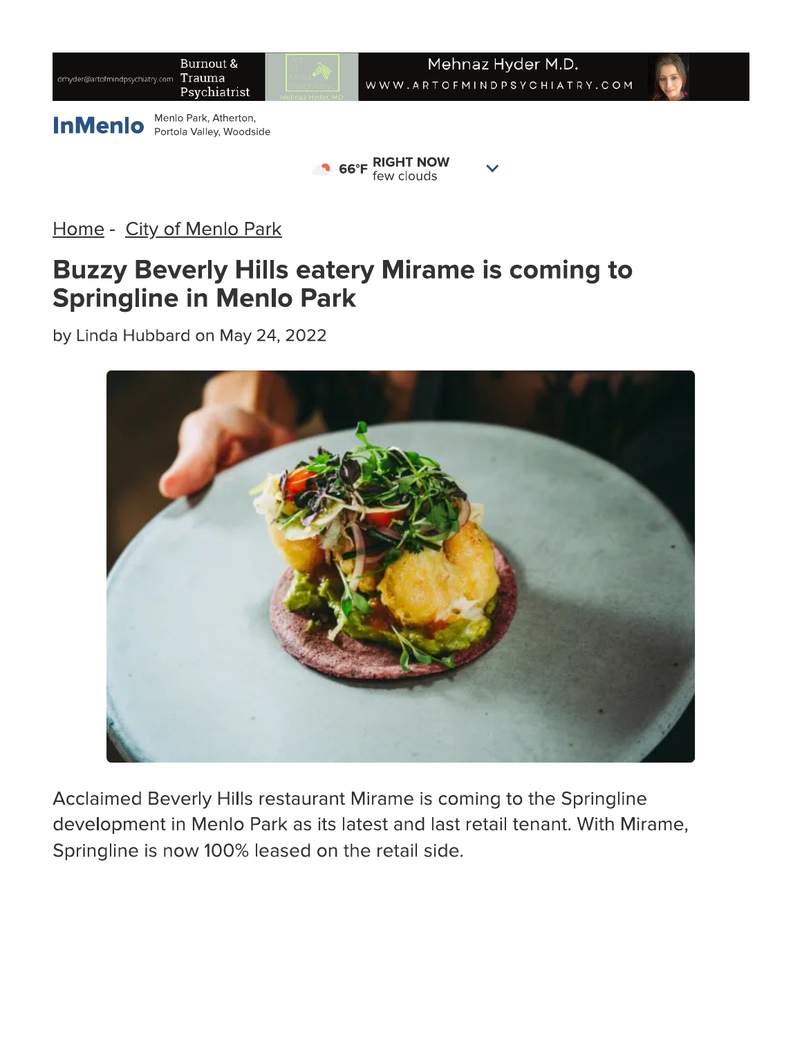InMenlo Menlo Park, Atherton, Portola Valley, Woodside

66°F RIGHT NOW few clouds

Home - City of Menlo Park

# Buzzy Beverly Hills eatery Mirame is coming to Springline in Menlo Park

by Linda Hubbard on May 24, 2022

Acclaimed Beverly Hills restaurant Mirame is coming to the Springline development in Menlo Park as its latest and last retail tenant. With Mirame, Springline is now 100% leased on the retail side.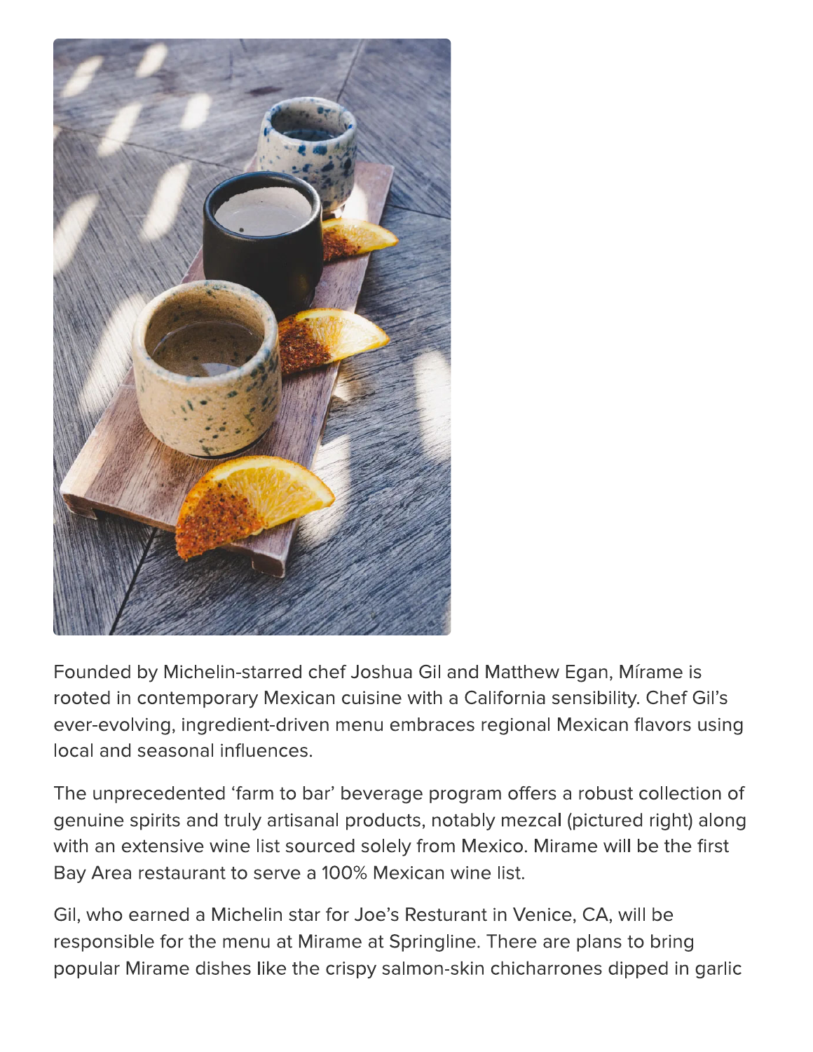Founded by Michelin-starred chef Joshua Gil and Matthew Egan, Mírame is rooted in contemporary Mexican cuisine with a California sensibility. Chef Gil's ever-evolving, ingredient-driven menu embraces regional Mexican flavors using local and seasonal influences.

The unprecedented 'farm to bar' beverage program offers a robust collection of genuine spirits and truly artisanal products, notably mezcal (pictured right) along with an extensive wine list sourced solely from Mexico. Mirame will be the first Bay Area restaurant to serve a 100% Mexican wine list.

Gil, who earned a Michelin star for Joe's Resturant in Venice, CA, will be responsible for the menu at Mirame at Springline. There are plans to bring popular Mirame dishes like the crispy salmon-skin chicharrones dipped in garlic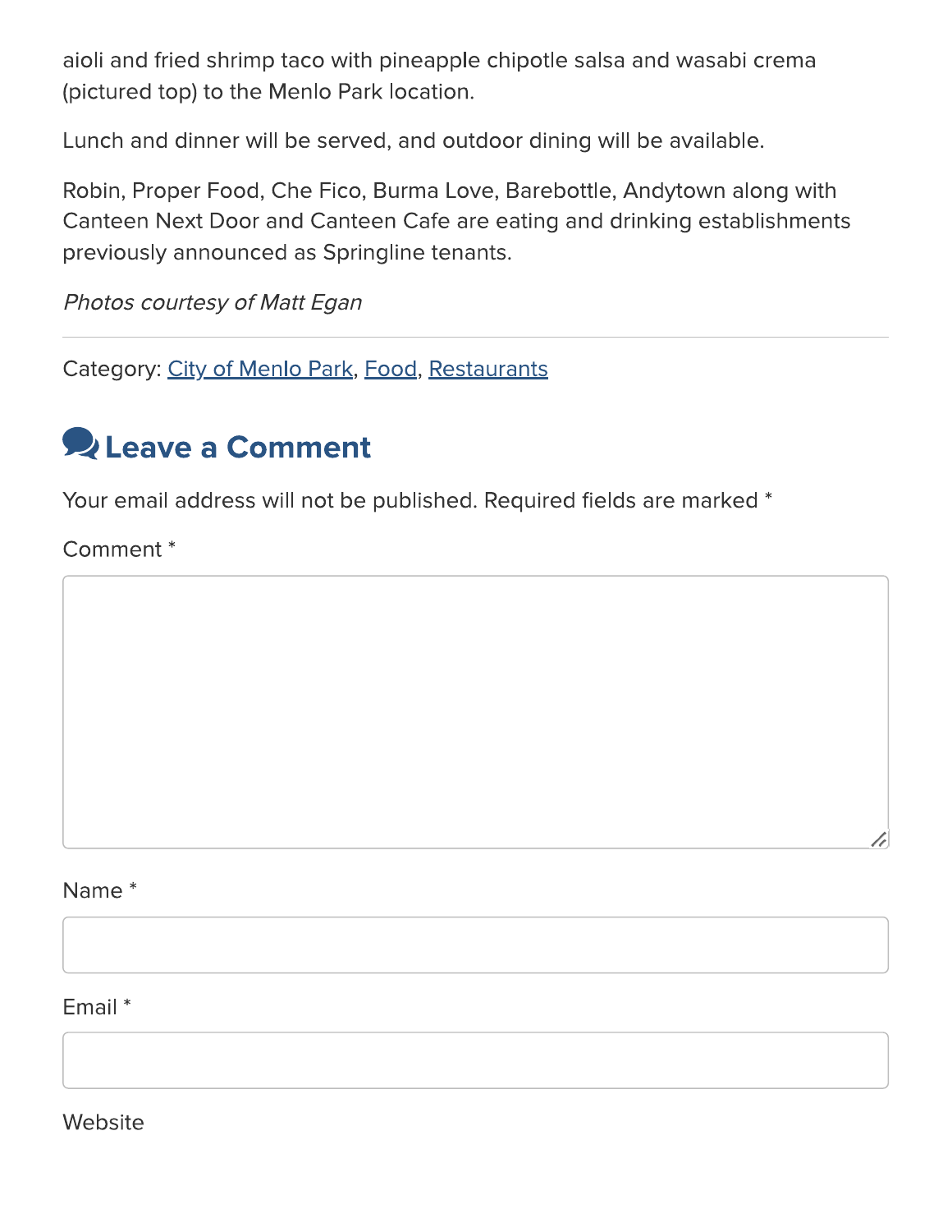aioli and fried shrimp taco with pineapple chipotle salsa and wasabi crema (pictured top) to the Menlo Park location.

Lunch and dinner will be served, and outdoor dining will be available.

Robin, Proper Food, Che Fico, Burma Love, Barebottle, Andytown along with Canteen Next Door and Canteen Cafe are eating and drinking establishments previously announced as Springline tenants.

*Photos courtesy of Matt Egan*

---

Category: City of Menlo Park, Food, Restaurants

## Leave a Comment

Your email address will not be published. Required fields are marked *

Comment *

Name *

Email *

Website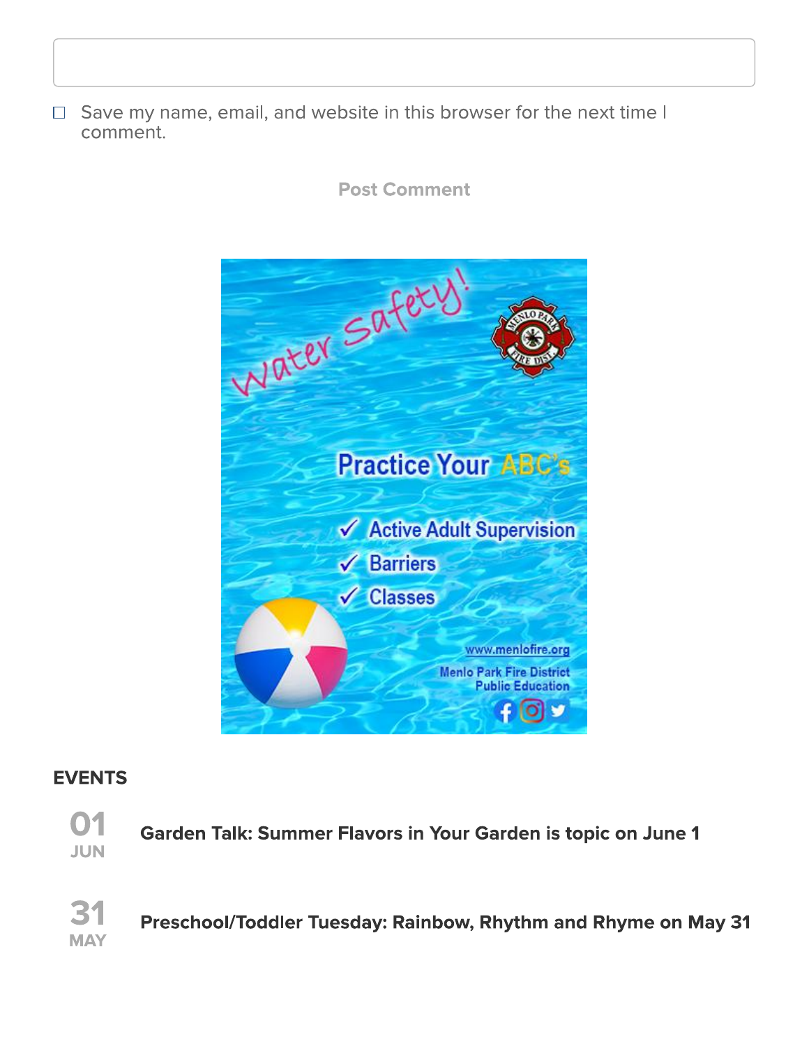- [ ] Save my name, email, and website in this browser for the next time I comment.

Post Comment

Water Safety!

Practice Your ABC's

- ✓ Active Adult Supervision
- ✓ Barriers
- ✓ Classes

www.menlofire.org

Menlo Park Fire District
Public Education

## EVENTS

**01 JUN** — **Garden Talk: Summer Flavors in Your Garden is topic on June 1**

**31 MAY** — **Preschool/Toddler Tuesday: Rainbow, Rhythm and Rhyme on May 31**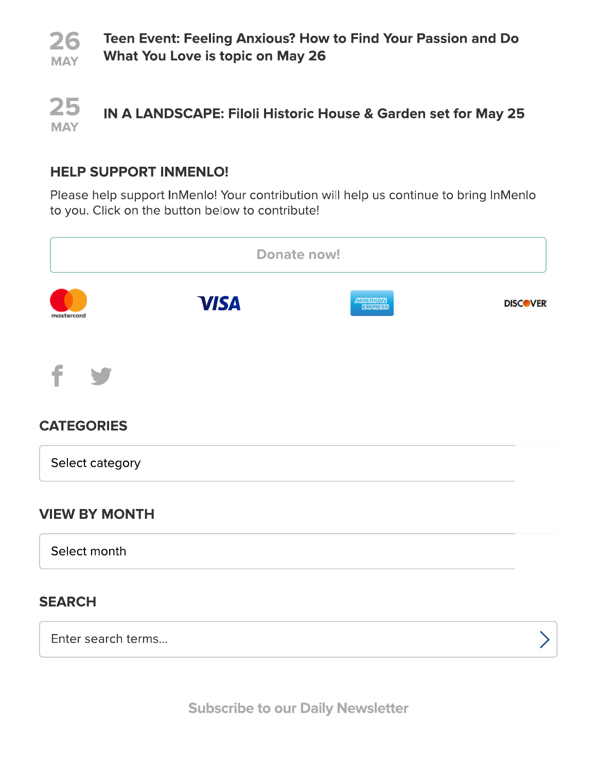26 MAY

**Teen Event: Feeling Anxious? How to Find Your Passion and Do What You Love is topic on May 26**

25 MAY

**IN A LANDSCAPE: Filoli Historic House & Garden set for May 25**

## HELP SUPPORT INMENLO!

Please help support InMenlo! Your contribution will help us continue to bring InMenlo to you. Click on the button below to contribute!

Donate now!

## CATEGORIES

Select category

## VIEW BY MONTH

Select month

## SEARCH

Enter search terms...

Subscribe to our Daily Newsletter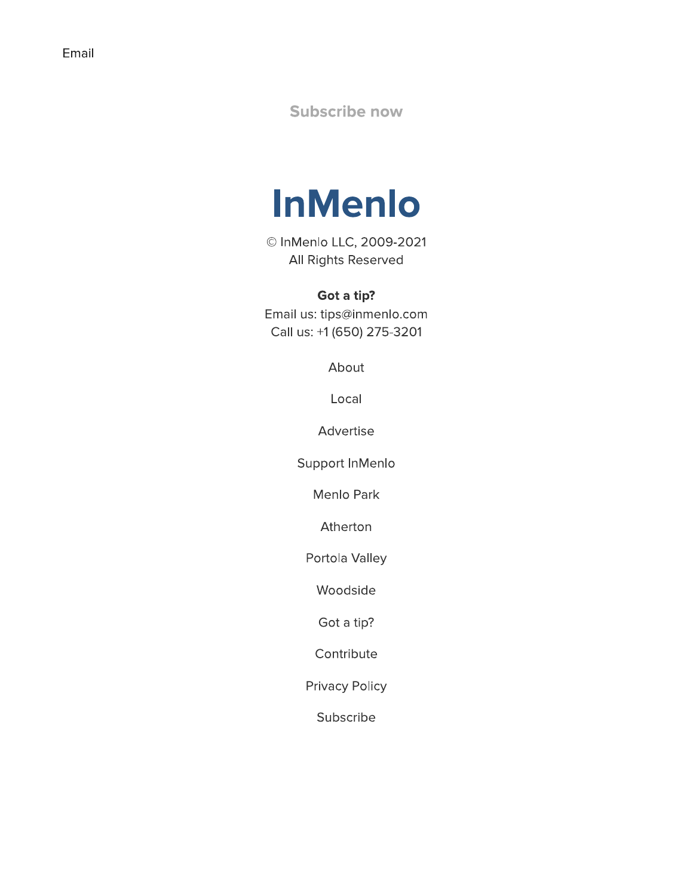Email

Subscribe now

# InMenlo

© InMenlo LLC, 2009-2021
All Rights Reserved

**Got a tip?**
Email us: tips@inmenlo.com
Call us: +1 (650) 275-3201

About

Local

Advertise

Support InMenlo

Menlo Park

Atherton

Portola Valley

Woodside

Got a tip?

Contribute

Privacy Policy

Subscribe